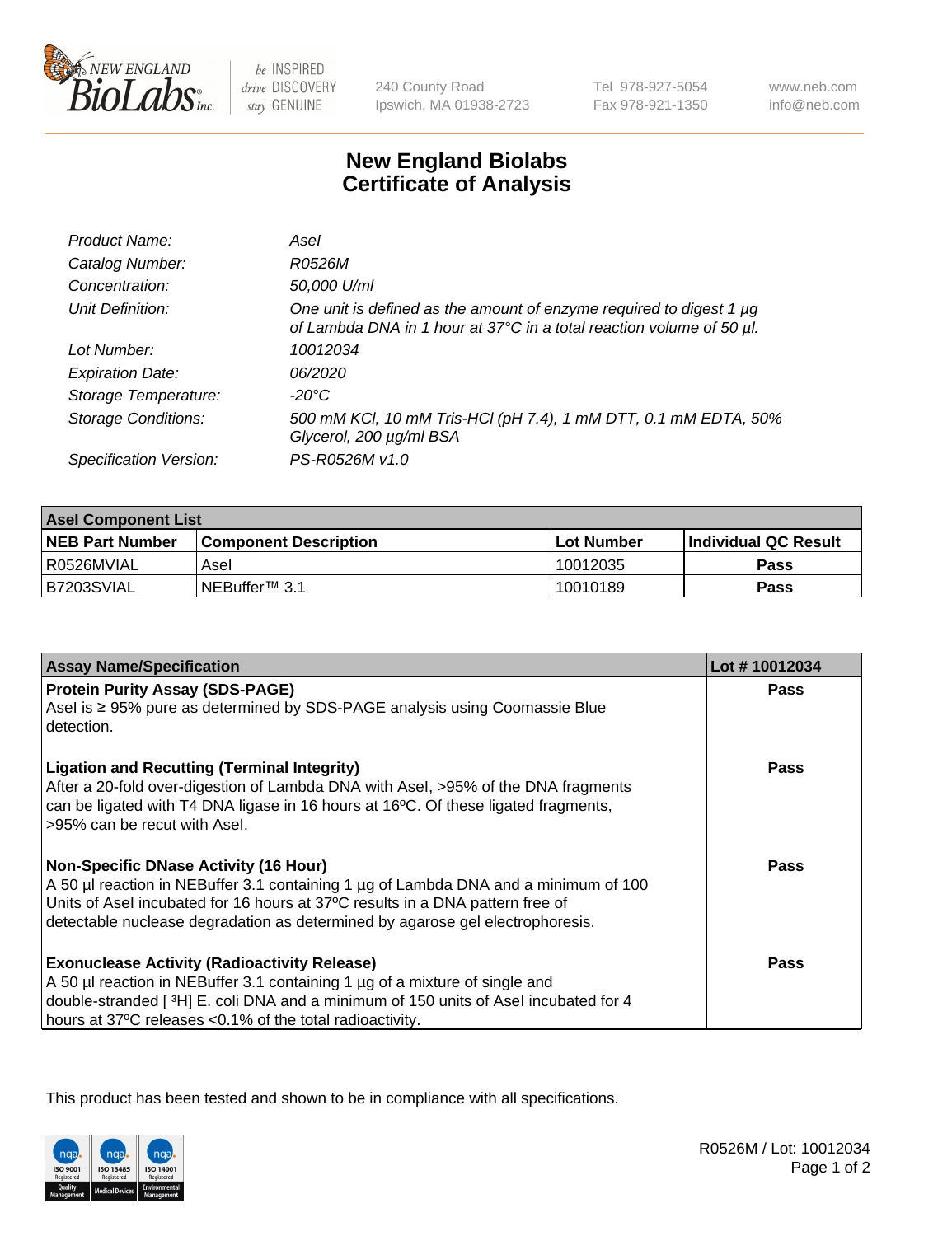# New England Biolabs Certificate of Analysis

| | |
|---|---|
| *Product Name:* | *AseI* |
| *Catalog Number:* | *R0526M* |
| *Concentration:* | *50,000 U/ml* |
| *Unit Definition:* | *One unit is defined as the amount of enzyme required to digest 1 µg of Lambda DNA in 1 hour at 37°C in a total reaction volume of 50 µl.* |
| *Lot Number:* | *10012034* |
| *Expiration Date:* | *06/2020* |
| *Storage Temperature:* | *-20°C* |
| *Storage Conditions:* | *500 mM KCl, 10 mM Tris-HCl (pH 7.4), 1 mM DTT, 0.1 mM EDTA, 50% Glycerol, 200 µg/ml BSA* |
| *Specification Version:* | *PS-R0526M v1.0* |

| AseI Component List | | | |
|---|---|---|---|
| **NEB Part Number** | **Component Description** | **Lot Number** | **Individual QC Result** |
| R0526MVIAL | AseI | 10012035 | **Pass** |
| B7203SVIAL | NEBuffer™ 3.1 | 10010189 | **Pass** |

| Assay Name/Specification | Lot # 10012034 |
|---|---|
| **Protein Purity Assay (SDS-PAGE)** AseI is ≥ 95% pure as determined by SDS-PAGE analysis using Coomassie Blue detection. | **Pass** |
| **Ligation and Recutting (Terminal Integrity)** After a 20-fold over-digestion of Lambda DNA with AseI, >95% of the DNA fragments can be ligated with T4 DNA ligase in 16 hours at 16ºC. Of these ligated fragments, >95% can be recut with AseI. | **Pass** |
| **Non-Specific DNase Activity (16 Hour)** A 50 µl reaction in NEBuffer 3.1 containing 1 µg of Lambda DNA and a minimum of 100 Units of AseI incubated for 16 hours at 37ºC results in a DNA pattern free of detectable nuclease degradation as determined by agarose gel electrophoresis. | **Pass** |
| **Exonuclease Activity (Radioactivity Release)** A 50 µl reaction in NEBuffer 3.1 containing 1 µg of a mixture of single and double-stranded [ $^3$H] E. coli DNA and a minimum of 150 units of AseI incubated for 4 hours at 37ºC releases <0.1% of the total radioactivity. | **Pass** |

This product has been tested and shown to be in compliance with all specifications.

R0526M / Lot: 10012034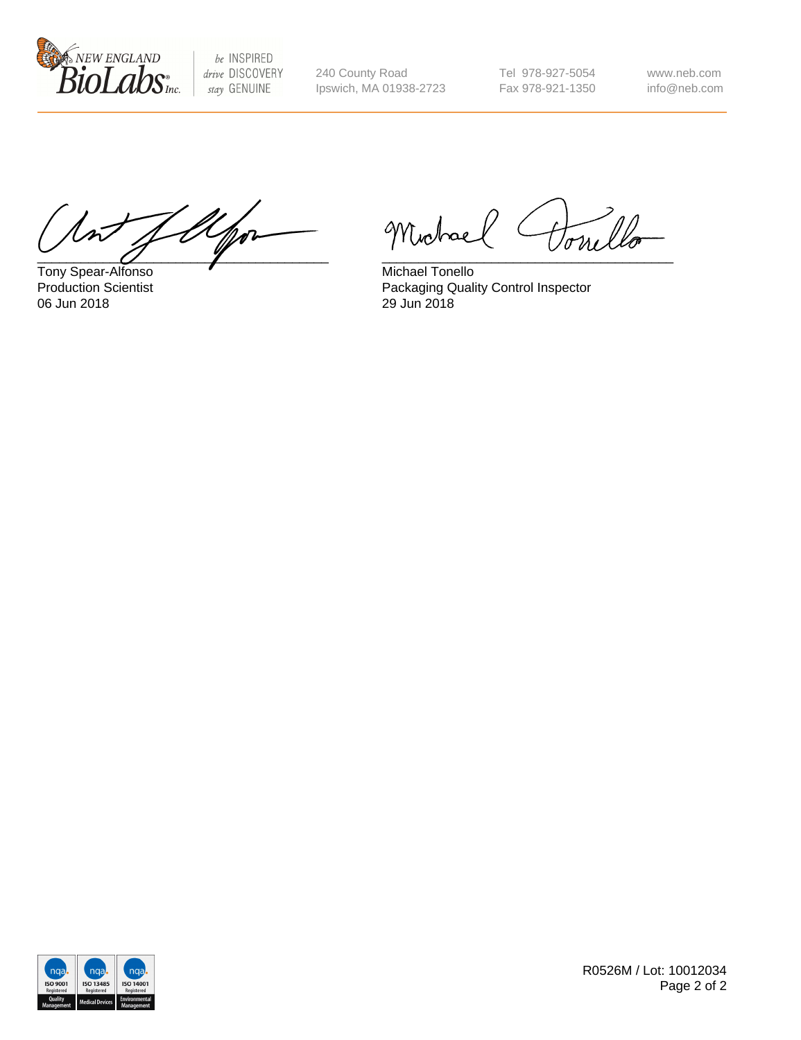Tony Spear-Alfonso
Production Scientist
06 Jun 2018

Michael Tonello
Packaging Quality Control Inspector
29 Jun 2018

R0526M / Lot: 10012034